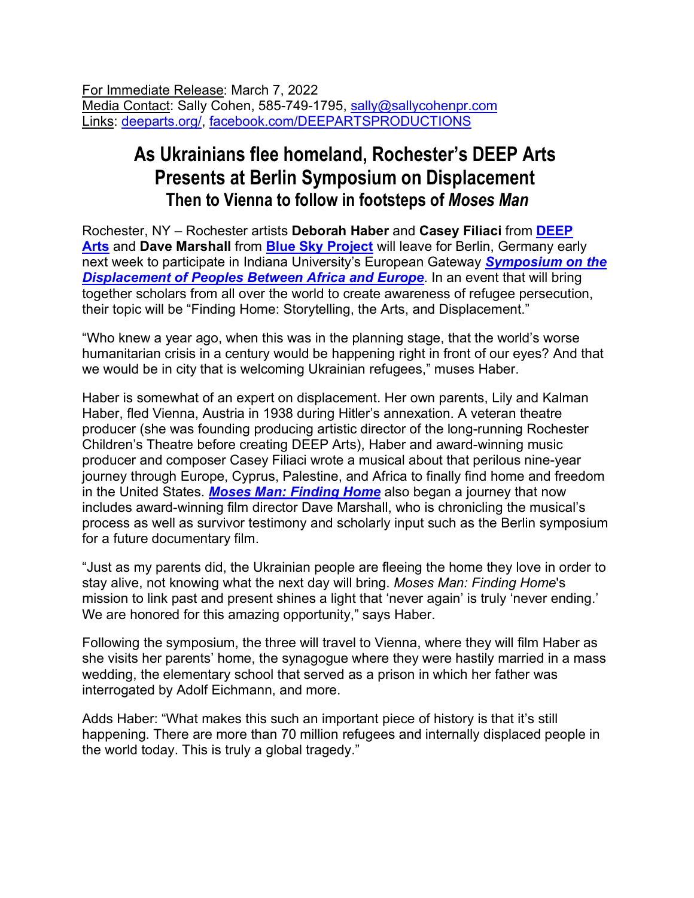For Immediate Release: March 7, 2022
Media Contact: Sally Cohen, 585-749-1795, sally@sallycohenpr.com
Links: deeparts.org/, facebook.com/DEEPARTSPRODUCTIONS

# As Ukrainians flee homeland, Rochester's DEEP Arts Presents at Berlin Symposium on Displacement

## Then to Vienna to follow in footsteps of *Moses Man*

Rochester, NY – Rochester artists **Deborah Haber** and **Casey Filiaci** from **DEEP Arts** and **Dave Marshall** from **Blue Sky Project** will leave for Berlin, Germany early next week to participate in Indiana University's European Gateway ***Symposium on the Displacement of Peoples Between Africa and Europe***. In an event that will bring together scholars from all over the world to create awareness of refugee persecution, their topic will be "Finding Home: Storytelling, the Arts, and Displacement."

"Who knew a year ago, when this was in the planning stage, that the world's worse humanitarian crisis in a century would be happening right in front of our eyes? And that we would be in city that is welcoming Ukrainian refugees," muses Haber.

Haber is somewhat of an expert on displacement. Her own parents, Lily and Kalman Haber, fled Vienna, Austria in 1938 during Hitler's annexation. A veteran theatre producer (she was founding producing artistic director of the long-running Rochester Children's Theatre before creating DEEP Arts), Haber and award-winning music producer and composer Casey Filiaci wrote a musical about that perilous nine-year journey through Europe, Cyprus, Palestine, and Africa to finally find home and freedom in the United States. ***Moses Man: Finding Home*** also began a journey that now includes award-winning film director Dave Marshall, who is chronicling the musical's process as well as survivor testimony and scholarly input such as the Berlin symposium for a future documentary film.

"Just as my parents did, the Ukrainian people are fleeing the home they love in order to stay alive, not knowing what the next day will bring. *Moses Man: Finding Home*'s mission to link past and present shines a light that 'never again' is truly 'never ending.' We are honored for this amazing opportunity," says Haber.

Following the symposium, the three will travel to Vienna, where they will film Haber as she visits her parents' home, the synagogue where they were hastily married in a mass wedding, the elementary school that served as a prison in which her father was interrogated by Adolf Eichmann, and more.

Adds Haber: "What makes this such an important piece of history is that it's still happening. There are more than 70 million refugees and internally displaced people in the world today. This is truly a global tragedy."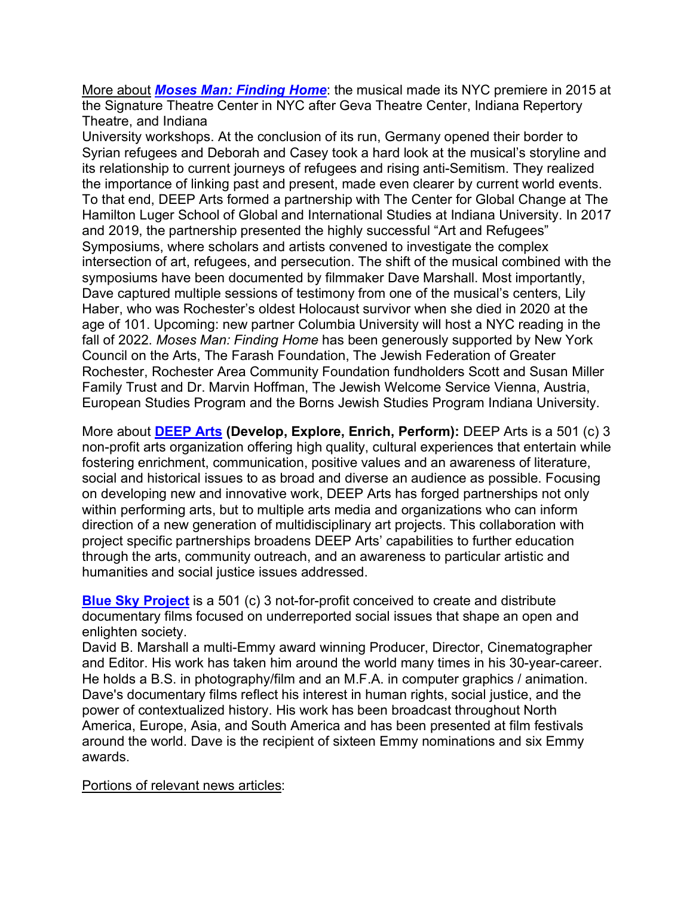<u>More about</u> ***[Moses Man: Finding Home](#)***: the musical made its NYC premiere in 2015 at the Signature Theatre Center in NYC after Geva Theatre Center, Indiana Repertory Theatre, and Indiana University workshops. At the conclusion of its run, Germany opened their border to Syrian refugees and Deborah and Casey took a hard look at the musical's storyline and its relationship to current journeys of refugees and rising anti-Semitism. They realized the importance of linking past and present, made even clearer by current world events. To that end, DEEP Arts formed a partnership with The Center for Global Change at The Hamilton Luger School of Global and International Studies at Indiana University. In 2017 and 2019, the partnership presented the highly successful "Art and Refugees" Symposiums, where scholars and artists convened to investigate the complex intersection of art, refugees, and persecution. The shift of the musical combined with the symposiums have been documented by filmmaker Dave Marshall. Most importantly, Dave captured multiple sessions of testimony from one of the musical's centers, Lily Haber, who was Rochester's oldest Holocaust survivor when she died in 2020 at the age of 101. Upcoming: new partner Columbia University will host a NYC reading in the fall of 2022. *Moses Man: Finding Home* has been generously supported by New York Council on the Arts, The Farash Foundation, The Jewish Federation of Greater Rochester, Rochester Area Community Foundation fundholders Scott and Susan Miller Family Trust and Dr. Marvin Hoffman, The Jewish Welcome Service Vienna, Austria, European Studies Program and the Borns Jewish Studies Program Indiana University.

More about **[DEEP Arts](#) (Develop, Explore, Enrich, Perform):** DEEP Arts is a 501 (c) 3 non-profit arts organization offering high quality, cultural experiences that entertain while fostering enrichment, communication, positive values and an awareness of literature, social and historical issues to as broad and diverse an audience as possible. Focusing on developing new and innovative work, DEEP Arts has forged partnerships not only within performing arts, but to multiple arts media and organizations who can inform direction of a new generation of multidisciplinary art projects. This collaboration with project specific partnerships broadens DEEP Arts' capabilities to further education through the arts, community outreach, and an awareness to particular artistic and humanities and social justice issues addressed.

**[Blue Sky Project](#)** is a 501 (c) 3 not-for-profit conceived to create and distribute documentary films focused on underreported social issues that shape an open and enlighten society.
David B. Marshall a multi-Emmy award winning Producer, Director, Cinematographer and Editor. His work has taken him around the world many times in his 30-year-career. He holds a B.S. in photography/film and an M.F.A. in computer graphics / animation. Dave's documentary films reflect his interest in human rights, social justice, and the power of contextualized history. His work has been broadcast throughout North America, Europe, Asia, and South America and has been presented at film festivals around the world. Dave is the recipient of sixteen Emmy nominations and six Emmy awards.

<u>Portions of relevant news articles</u>: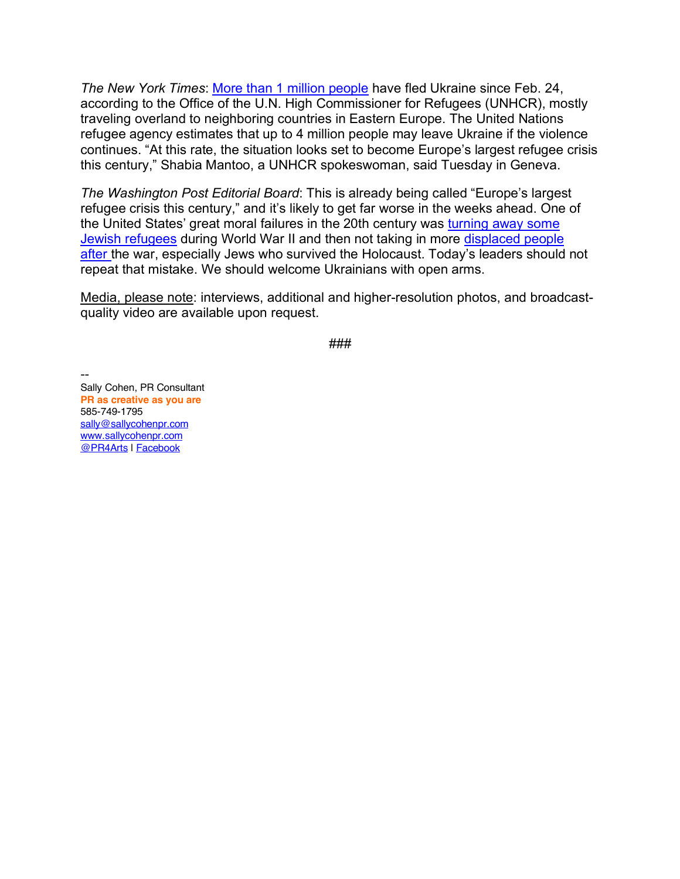*The New York Times*: More than 1 million people have fled Ukraine since Feb. 24, according to the Office of the U.N. High Commissioner for Refugees (UNHCR), mostly traveling overland to neighboring countries in Eastern Europe. The United Nations refugee agency estimates that up to 4 million people may leave Ukraine if the violence continues. “At this rate, the situation looks set to become Europe’s largest refugee crisis this century,” Shabia Mantoo, a UNHCR spokeswoman, said Tuesday in Geneva.

*The Washington Post Editorial Board*: This is already being called “Europe’s largest refugee crisis this century,” and it’s likely to get far worse in the weeks ahead. One of the United States’ great moral failures in the 20th century was turning away some Jewish refugees during World War II and then not taking in more displaced people after the war, especially Jews who survived the Holocaust. Today’s leaders should not repeat that mistake. We should welcome Ukrainians with open arms.

Media, please note: interviews, additional and higher-resolution photos, and broadcast-quality video are available upon request.

###

--
Sally Cohen, PR Consultant
**PR as creative as you are**
585-749-1795
sally@sallycohenpr.com
www.sallycohenpr.com
@PR4Arts I Facebook